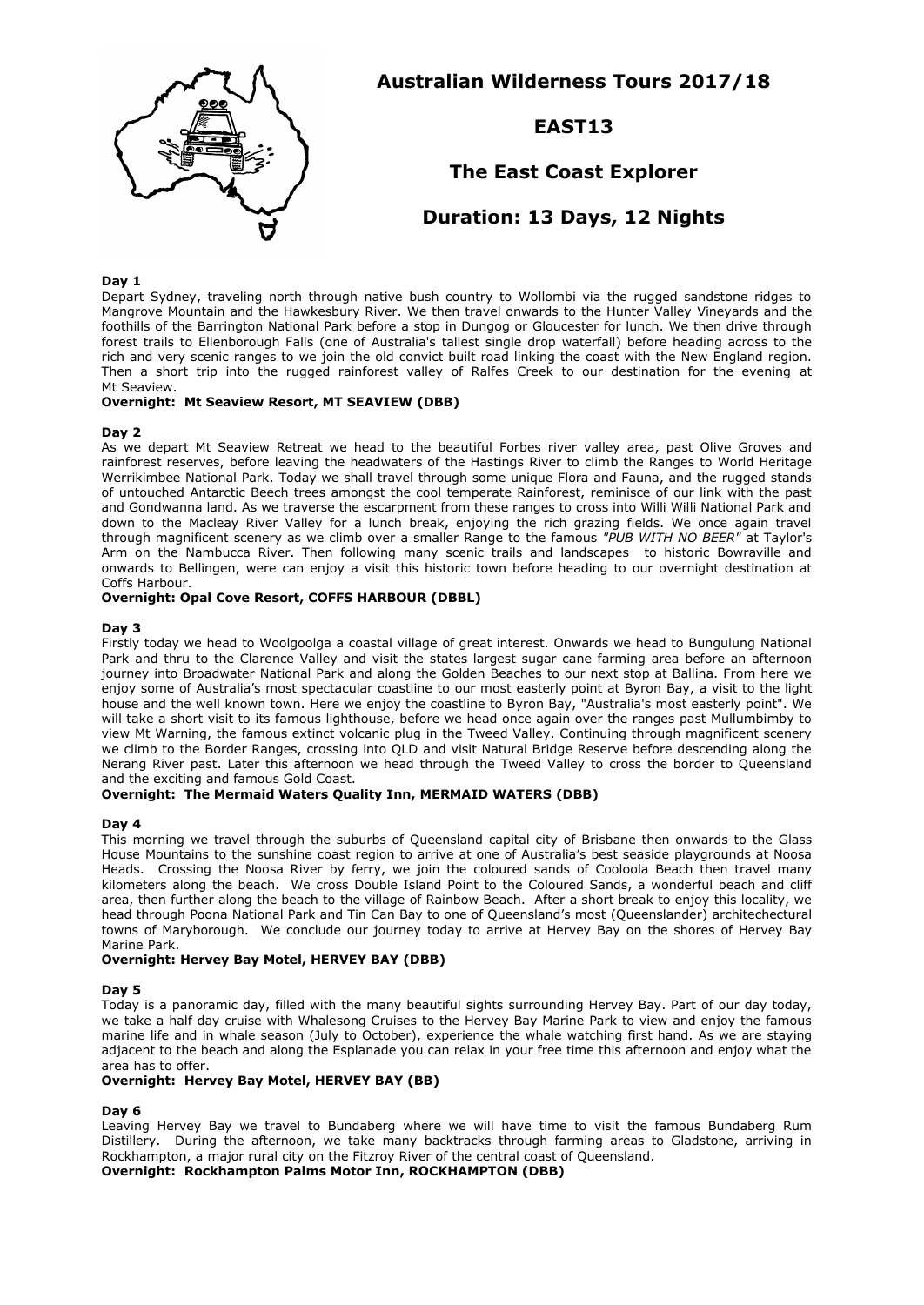# Australian Wilderness Tours 2017/18

## EAST13

## The East Coast Explorer

## Duration: 13 Days, 12 Nights

**Day 1**
Depart Sydney, traveling north through native bush country to Wollombi via the rugged sandstone ridges to Mangrove Mountain and the Hawkesbury River. We then travel onwards to the Hunter Valley Vineyards and the foothills of the Barrington National Park before a stop in Dungog or Gloucester for lunch. We then drive through forest trails to Ellenborough Falls (one of Australia's tallest single drop waterfall) before heading across to the rich and very scenic ranges to we join the old convict built road linking the coast with the New England region. Then a short trip into the rugged rainforest valley of Ralfes Creek to our destination for the evening at Mt Seaview.
**Overnight: Mt Seaview Resort, MT SEAVIEW (DBB)**

**Day 2**
As we depart Mt Seaview Retreat we head to the beautiful Forbes river valley area, past Olive Groves and rainforest reserves, before leaving the headwaters of the Hastings River to climb the Ranges to World Heritage Werrikimbee National Park. Today we shall travel through some unique Flora and Fauna, and the rugged stands of untouched Antarctic Beech trees amongst the cool temperate Rainforest, reminisce of our link with the past and Gondwanna land. As we traverse the escarpment from these ranges to cross into Willi Willi National Park and down to the Macleay River Valley for a lunch break, enjoying the rich grazing fields. We once again travel through magnificent scenery as we climb over a smaller Range to the famous *"PUB WITH NO BEER"* at Taylor's Arm on the Nambucca River. Then following many scenic trails and landscapes to historic Bowraville and onwards to Bellingen, were can enjoy a visit this historic town before heading to our overnight destination at Coffs Harbour.
**Overnight: Opal Cove Resort, COFFS HARBOUR (DBBL)**

**Day 3**
Firstly today we head to Woolgoolga a coastal village of great interest. Onwards we head to Bungulung National Park and thru to the Clarence Valley and visit the states largest sugar cane farming area before an afternoon journey into Broadwater National Park and along the Golden Beaches to our next stop at Ballina. From here we enjoy some of Australia's most spectacular coastline to our most easterly point at Byron Bay, a visit to the light house and the well known town. Here we enjoy the coastline to Byron Bay, "Australia's most easterly point". We will take a short visit to its famous lighthouse, before we head once again over the ranges past Mullumbimby to view Mt Warning, the famous extinct volcanic plug in the Tweed Valley. Continuing through magnificent scenery we climb to the Border Ranges, crossing into QLD and visit Natural Bridge Reserve before descending along the Nerang River past. Later this afternoon we head through the Tweed Valley to cross the border to Queensland and the exciting and famous Gold Coast.
**Overnight: The Mermaid Waters Quality Inn, MERMAID WATERS (DBB)**

**Day 4**
This morning we travel through the suburbs of Queensland capital city of Brisbane then onwards to the Glass House Mountains to the sunshine coast region to arrive at one of Australia's best seaside playgrounds at Noosa Heads. Crossing the Noosa River by ferry, we join the coloured sands of Cooloola Beach then travel many kilometers along the beach. We cross Double Island Point to the Coloured Sands, a wonderful beach and cliff area, then further along the beach to the village of Rainbow Beach. After a short break to enjoy this locality, we head through Poona National Park and Tin Can Bay to one of Queensland's most (Queenslander) architechectural towns of Maryborough. We conclude our journey today to arrive at Hervey Bay on the shores of Hervey Bay Marine Park.
**Overnight: Hervey Bay Motel, HERVEY BAY (DBB)**

**Day 5**
Today is a panoramic day, filled with the many beautiful sights surrounding Hervey Bay. Part of our day today, we take a half day cruise with Whalesong Cruises to the Hervey Bay Marine Park to view and enjoy the famous marine life and in whale season (July to October), experience the whale watching first hand. As we are staying adjacent to the beach and along the Esplanade you can relax in your free time this afternoon and enjoy what the area has to offer.
**Overnight: Hervey Bay Motel, HERVEY BAY (BB)**

**Day 6**
Leaving Hervey Bay we travel to Bundaberg where we will have time to visit the famous Bundaberg Rum Distillery. During the afternoon, we take many backtracks through farming areas to Gladstone, arriving in Rockhampton, a major rural city on the Fitzroy River of the central coast of Queensland.
**Overnight: Rockhampton Palms Motor Inn, ROCKHAMPTON (DBB)**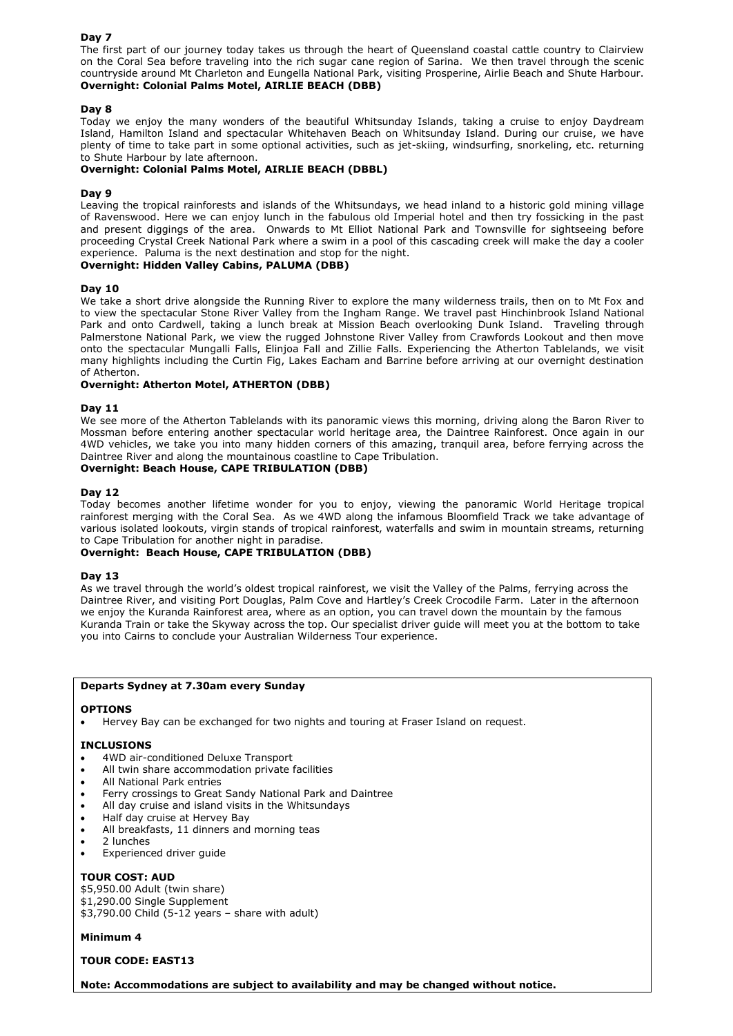**Day 7**

The first part of our journey today takes us through the heart of Queensland coastal cattle country to Clairview on the Coral Sea before traveling into the rich sugar cane region of Sarina. We then travel through the scenic countryside around Mt Charleton and Eungella National Park, visiting Prosperine, Airlie Beach and Shute Harbour.

**Overnight: Colonial Palms Motel, AIRLIE BEACH (DBB)**

**Day 8**

Today we enjoy the many wonders of the beautiful Whitsunday Islands, taking a cruise to enjoy Daydream Island, Hamilton Island and spectacular Whitehaven Beach on Whitsunday Island. During our cruise, we have plenty of time to take part in some optional activities, such as jet-skiing, windsurfing, snorkeling, etc. returning to Shute Harbour by late afternoon.

**Overnight: Colonial Palms Motel, AIRLIE BEACH (DBBL)**

**Day 9**

Leaving the tropical rainforests and islands of the Whitsundays, we head inland to a historic gold mining village of Ravenswood. Here we can enjoy lunch in the fabulous old Imperial hotel and then try fossicking in the past and present diggings of the area. Onwards to Mt Elliot National Park and Townsville for sightseeing before proceeding Crystal Creek National Park where a swim in a pool of this cascading creek will make the day a cooler experience. Paluma is the next destination and stop for the night.

**Overnight: Hidden Valley Cabins, PALUMA (DBB)**

**Day 10**

We take a short drive alongside the Running River to explore the many wilderness trails, then on to Mt Fox and to view the spectacular Stone River Valley from the Ingham Range. We travel past Hinchinbrook Island National Park and onto Cardwell, taking a lunch break at Mission Beach overlooking Dunk Island. Traveling through Palmerstone National Park, we view the rugged Johnstone River Valley from Crawfords Lookout and then move onto the spectacular Mungalli Falls, Elinjoa Fall and Zillie Falls. Experiencing the Atherton Tablelands, we visit many highlights including the Curtin Fig, Lakes Eacham and Barrine before arriving at our overnight destination of Atherton.

**Overnight: Atherton Motel, ATHERTON (DBB)**

**Day 11**

We see more of the Atherton Tablelands with its panoramic views this morning, driving along the Baron River to Mossman before entering another spectacular world heritage area, the Daintree Rainforest. Once again in our 4WD vehicles, we take you into many hidden corners of this amazing, tranquil area, before ferrying across the Daintree River and along the mountainous coastline to Cape Tribulation.

**Overnight: Beach House, CAPE TRIBULATION (DBB)**

**Day 12**

Today becomes another lifetime wonder for you to enjoy, viewing the panoramic World Heritage tropical rainforest merging with the Coral Sea. As we 4WD along the infamous Bloomfield Track we take advantage of various isolated lookouts, virgin stands of tropical rainforest, waterfalls and swim in mountain streams, returning to Cape Tribulation for another night in paradise.

**Overnight: Beach House, CAPE TRIBULATION (DBB)**

**Day 13**

As we travel through the world's oldest tropical rainforest, we visit the Valley of the Palms, ferrying across the Daintree River, and visiting Port Douglas, Palm Cove and Hartley's Creek Crocodile Farm. Later in the afternoon we enjoy the Kuranda Rainforest area, where as an option, you can travel down the mountain by the famous Kuranda Train or take the Skyway across the top. Our specialist driver guide will meet you at the bottom to take you into Cairns to conclude your Australian Wilderness Tour experience.

**Departs Sydney at 7.30am every Sunday**

**OPTIONS**

- Hervey Bay can be exchanged for two nights and touring at Fraser Island on request.

**INCLUSIONS**

- 4WD air-conditioned Deluxe Transport
- All twin share accommodation private facilities
- All National Park entries
- Ferry crossings to Great Sandy National Park and Daintree
- All day cruise and island visits in the Whitsundays
- Half day cruise at Hervey Bay
- All breakfasts, 11 dinners and morning teas
- 2 lunches
- Experienced driver guide

**TOUR COST: AUD**

$5,950.00 Adult (twin share)
$1,290.00 Single Supplement
$3,790.00 Child (5-12 years – share with adult)

**Minimum 4**

**TOUR CODE: EAST13**

**Note: Accommodations are subject to availability and may be changed without notice.**